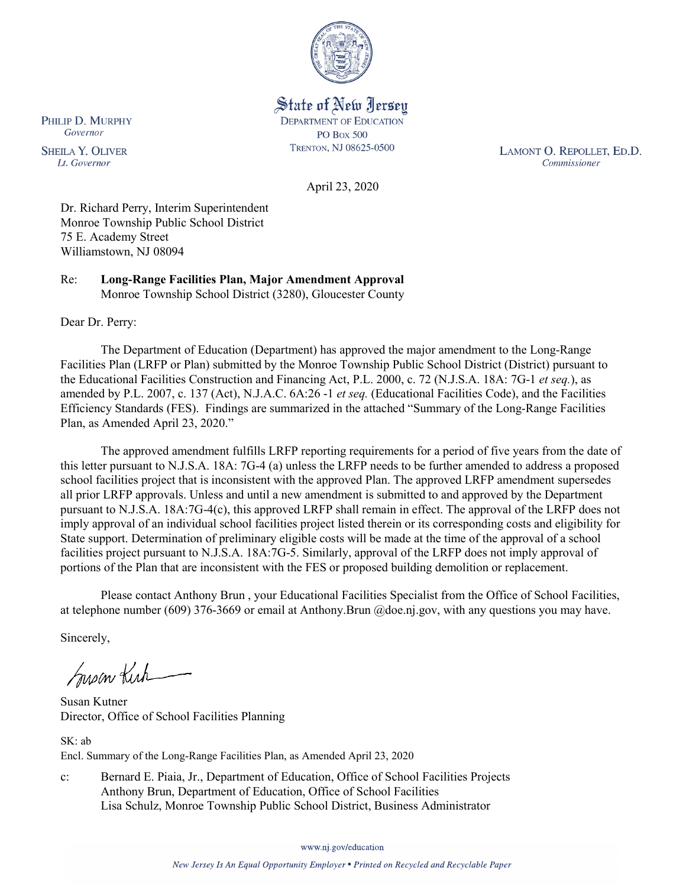State of New Jersey
DEPARTMENT OF EDUCATION
PO BOX 500
TRENTON, NJ 08625-0500

PHILIP D. MURPHY
*Governor*

SHEILA Y. OLIVER
*Lt. Governor*

LAMONT O. REPOLLET, ED.D.
*Commissioner*

April 23, 2020

Dr. Richard Perry, Interim Superintendent
Monroe Township Public School District
75 E. Academy Street
Williamstown, NJ 08094

Re: **Long-Range Facilities Plan, Major Amendment Approval**
Monroe Township School District (3280), Gloucester County

Dear Dr. Perry:

The Department of Education (Department) has approved the major amendment to the Long-Range Facilities Plan (LRFP or Plan) submitted by the Monroe Township Public School District (District) pursuant to the Educational Facilities Construction and Financing Act, P.L. 2000, c. 72 (N.J.S.A. 18A: 7G-1 *et seq.*), as amended by P.L. 2007, c. 137 (Act), N.J.A.C. 6A:26 -1 *et seq.* (Educational Facilities Code), and the Facilities Efficiency Standards (FES). Findings are summarized in the attached "Summary of the Long-Range Facilities Plan, as Amended April 23, 2020."

The approved amendment fulfills LRFP reporting requirements for a period of five years from the date of this letter pursuant to N.J.S.A. 18A: 7G-4 (a) unless the LRFP needs to be further amended to address a proposed school facilities project that is inconsistent with the approved Plan. The approved LRFP amendment supersedes all prior LRFP approvals. Unless and until a new amendment is submitted to and approved by the Department pursuant to N.J.S.A. 18A:7G-4(c), this approved LRFP shall remain in effect. The approval of the LRFP does not imply approval of an individual school facilities project listed therein or its corresponding costs and eligibility for State support. Determination of preliminary eligible costs will be made at the time of the approval of a school facilities project pursuant to N.J.S.A. 18A:7G-5. Similarly, approval of the LRFP does not imply approval of portions of the Plan that are inconsistent with the FES or proposed building demolition or replacement.

Please contact Anthony Brun , your Educational Facilities Specialist from the Office of School Facilities, at telephone number (609) 376-3669 or email at Anthony.Brun @doe.nj.gov, with any questions you may have.

Sincerely,

Susan Kutner
Director, Office of School Facilities Planning

SK: ab
Encl. Summary of the Long-Range Facilities Plan, as Amended April 23, 2020

c: Bernard E. Piaia, Jr., Department of Education, Office of School Facilities Projects
Anthony Brun, Department of Education, Office of School Facilities
Lisa Schulz, Monroe Township Public School District, Business Administrator

www.nj.gov/education

*New Jersey Is An Equal Opportunity Employer • Printed on Recycled and Recyclable Paper*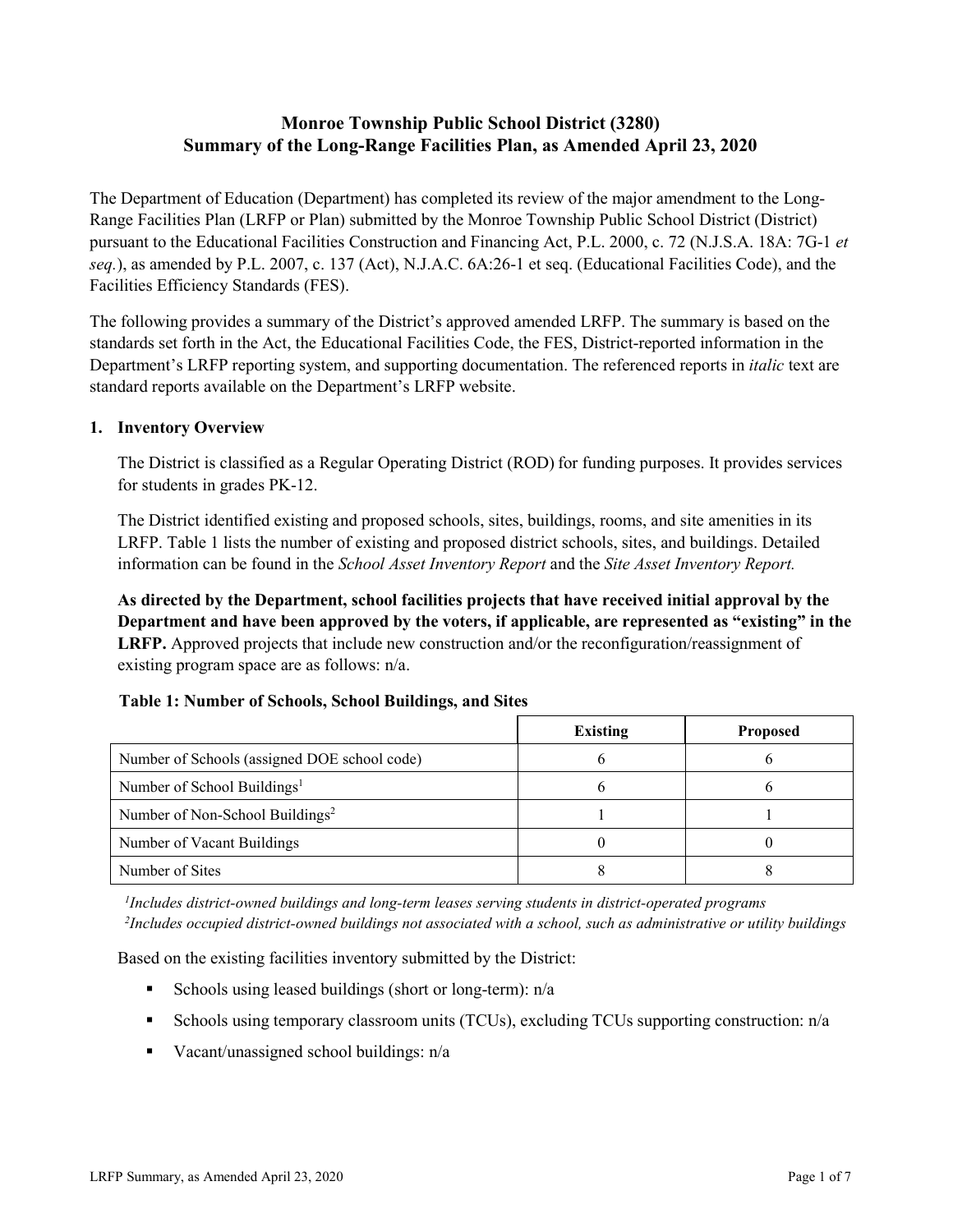# Monroe Township Public School District (3280)
# Summary of the Long-Range Facilities Plan, as Amended April 23, 2020

The Department of Education (Department) has completed its review of the major amendment to the Long-Range Facilities Plan (LRFP or Plan) submitted by the Monroe Township Public School District (District) pursuant to the Educational Facilities Construction and Financing Act, P.L. 2000, c. 72 (N.J.S.A. 18A: 7G-1 *et seq.*), as amended by P.L. 2007, c. 137 (Act), N.J.A.C. 6A:26-1 et seq. (Educational Facilities Code), and the Facilities Efficiency Standards (FES).

The following provides a summary of the District's approved amended LRFP. The summary is based on the standards set forth in the Act, the Educational Facilities Code, the FES, District-reported information in the Department's LRFP reporting system, and supporting documentation. The referenced reports in *italic* text are standard reports available on the Department's LRFP website.

## 1. Inventory Overview

The District is classified as a Regular Operating District (ROD) for funding purposes. It provides services for students in grades PK-12.

The District identified existing and proposed schools, sites, buildings, rooms, and site amenities in its LRFP. Table 1 lists the number of existing and proposed district schools, sites, and buildings. Detailed information can be found in the *School Asset Inventory Report* and the *Site Asset Inventory Report.*

**As directed by the Department, school facilities projects that have received initial approval by the Department and have been approved by the voters, if applicable, are represented as "existing" in the LRFP.** Approved projects that include new construction and/or the reconfiguration/reassignment of existing program space are as follows: n/a.

**Table 1: Number of Schools, School Buildings, and Sites**

| | Existing | Proposed |
|---|---|---|
| Number of Schools (assigned DOE school code) | 6 | 6 |
| Number of School Buildings[1] | 6 | 6 |
| Number of Non-School Buildings[2] | 1 | 1 |
| Number of Vacant Buildings | 0 | 0 |
| Number of Sites | 8 | 8 |

*[1]Includes district-owned buildings and long-term leases serving students in district-operated programs*
*[2]Includes occupied district-owned buildings not associated with a school, such as administrative or utility buildings*

Based on the existing facilities inventory submitted by the District:

- Schools using leased buildings (short or long-term): n/a
- Schools using temporary classroom units (TCUs), excluding TCUs supporting construction: n/a
- Vacant/unassigned school buildings: n/a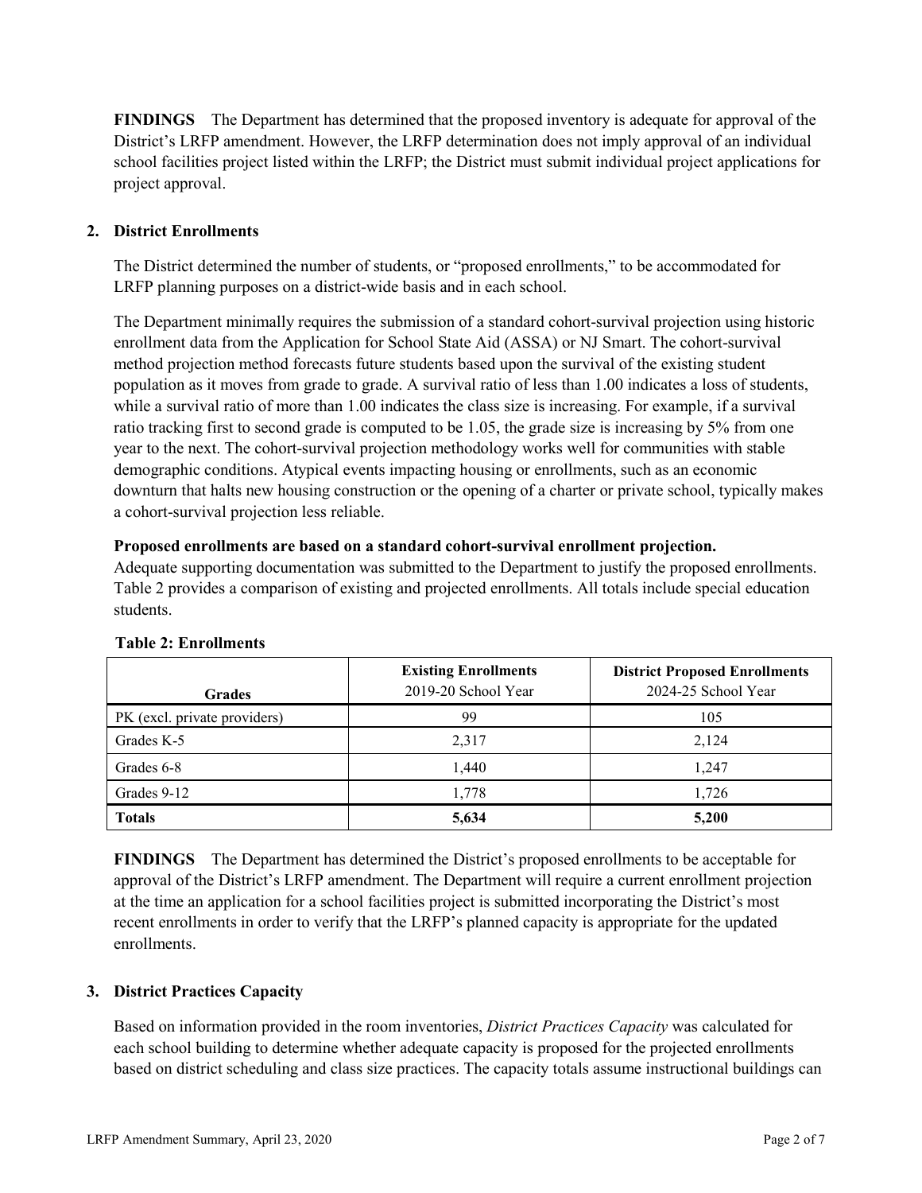**FINDINGS** The Department has determined that the proposed inventory is adequate for approval of the District's LRFP amendment. However, the LRFP determination does not imply approval of an individual school facilities project listed within the LRFP; the District must submit individual project applications for project approval.

## 2. District Enrollments

The District determined the number of students, or "proposed enrollments," to be accommodated for LRFP planning purposes on a district-wide basis and in each school.

The Department minimally requires the submission of a standard cohort-survival projection using historic enrollment data from the Application for School State Aid (ASSA) or NJ Smart. The cohort-survival method projection method forecasts future students based upon the survival of the existing student population as it moves from grade to grade. A survival ratio of less than 1.00 indicates a loss of students, while a survival ratio of more than 1.00 indicates the class size is increasing. For example, if a survival ratio tracking first to second grade is computed to be 1.05, the grade size is increasing by 5% from one year to the next. The cohort-survival projection methodology works well for communities with stable demographic conditions. Atypical events impacting housing or enrollments, such as an economic downturn that halts new housing construction or the opening of a charter or private school, typically makes a cohort-survival projection less reliable.

**Proposed enrollments are based on a standard cohort-survival enrollment projection.**
Adequate supporting documentation was submitted to the Department to justify the proposed enrollments. Table 2 provides a comparison of existing and projected enrollments. All totals include special education students.

**Table 2: Enrollments**

| Grades | Existing Enrollments 2019-20 School Year | District Proposed Enrollments 2024-25 School Year |
|---|---|---|
| PK (excl. private providers) | 99 | 105 |
| Grades K-5 | 2,317 | 2,124 |
| Grades 6-8 | 1,440 | 1,247 |
| Grades 9-12 | 1,778 | 1,726 |
| **Totals** | **5,634** | **5,200** |

**FINDINGS** The Department has determined the District's proposed enrollments to be acceptable for approval of the District's LRFP amendment. The Department will require a current enrollment projection at the time an application for a school facilities project is submitted incorporating the District's most recent enrollments in order to verify that the LRFP's planned capacity is appropriate for the updated enrollments.

## 3. District Practices Capacity

Based on information provided in the room inventories, *District Practices Capacity* was calculated for each school building to determine whether adequate capacity is proposed for the projected enrollments based on district scheduling and class size practices. The capacity totals assume instructional buildings can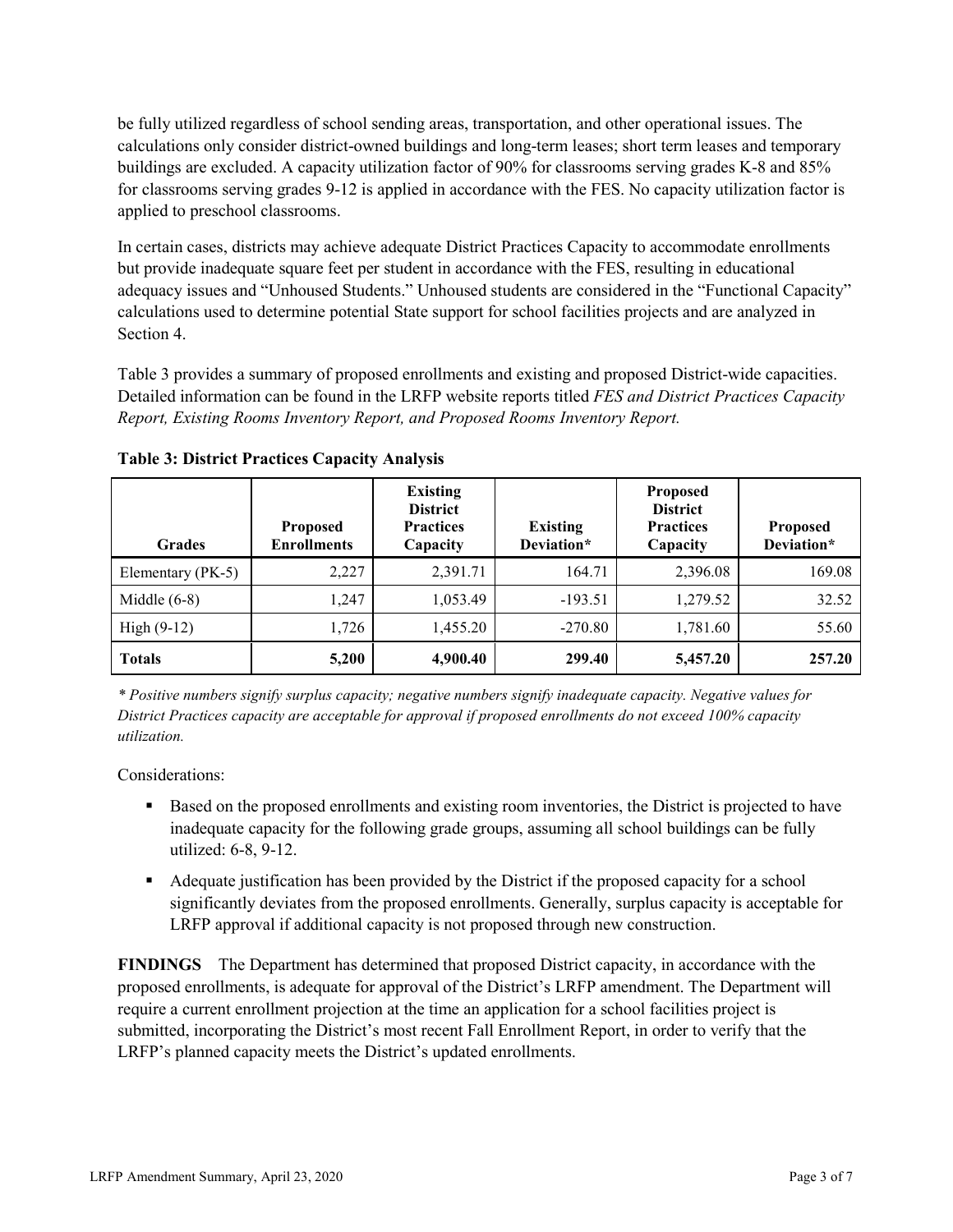be fully utilized regardless of school sending areas, transportation, and other operational issues. The calculations only consider district-owned buildings and long-term leases; short term leases and temporary buildings are excluded. A capacity utilization factor of 90% for classrooms serving grades K-8 and 85% for classrooms serving grades 9-12 is applied in accordance with the FES. No capacity utilization factor is applied to preschool classrooms.

In certain cases, districts may achieve adequate District Practices Capacity to accommodate enrollments but provide inadequate square feet per student in accordance with the FES, resulting in educational adequacy issues and "Unhoused Students." Unhoused students are considered in the "Functional Capacity" calculations used to determine potential State support for school facilities projects and are analyzed in Section 4.

Table 3 provides a summary of proposed enrollments and existing and proposed District-wide capacities. Detailed information can be found in the LRFP website reports titled *FES and District Practices Capacity Report, Existing Rooms Inventory Report, and Proposed Rooms Inventory Report.*

**Table 3: District Practices Capacity Analysis**

| Grades | Proposed Enrollments | Existing District Practices Capacity | Existing Deviation* | Proposed District Practices Capacity | Proposed Deviation* |
|---|---|---|---|---|---|
| Elementary (PK-5) | 2,227 | 2,391.71 | 164.71 | 2,396.08 | 169.08 |
| Middle (6-8) | 1,247 | 1,053.49 | -193.51 | 1,279.52 | 32.52 |
| High (9-12) | 1,726 | 1,455.20 | -270.80 | 1,781.60 | 55.60 |
| **Totals** | **5,200** | **4,900.40** | **299.40** | **5,457.20** | **257.20** |

*\* Positive numbers signify surplus capacity; negative numbers signify inadequate capacity. Negative values for District Practices capacity are acceptable for approval if proposed enrollments do not exceed 100% capacity utilization.*

Considerations:

- Based on the proposed enrollments and existing room inventories, the District is projected to have inadequate capacity for the following grade groups, assuming all school buildings can be fully utilized: 6-8, 9-12.
- Adequate justification has been provided by the District if the proposed capacity for a school significantly deviates from the proposed enrollments. Generally, surplus capacity is acceptable for LRFP approval if additional capacity is not proposed through new construction.

**FINDINGS** The Department has determined that proposed District capacity, in accordance with the proposed enrollments, is adequate for approval of the District's LRFP amendment. The Department will require a current enrollment projection at the time an application for a school facilities project is submitted, incorporating the District's most recent Fall Enrollment Report, in order to verify that the LRFP's planned capacity meets the District's updated enrollments.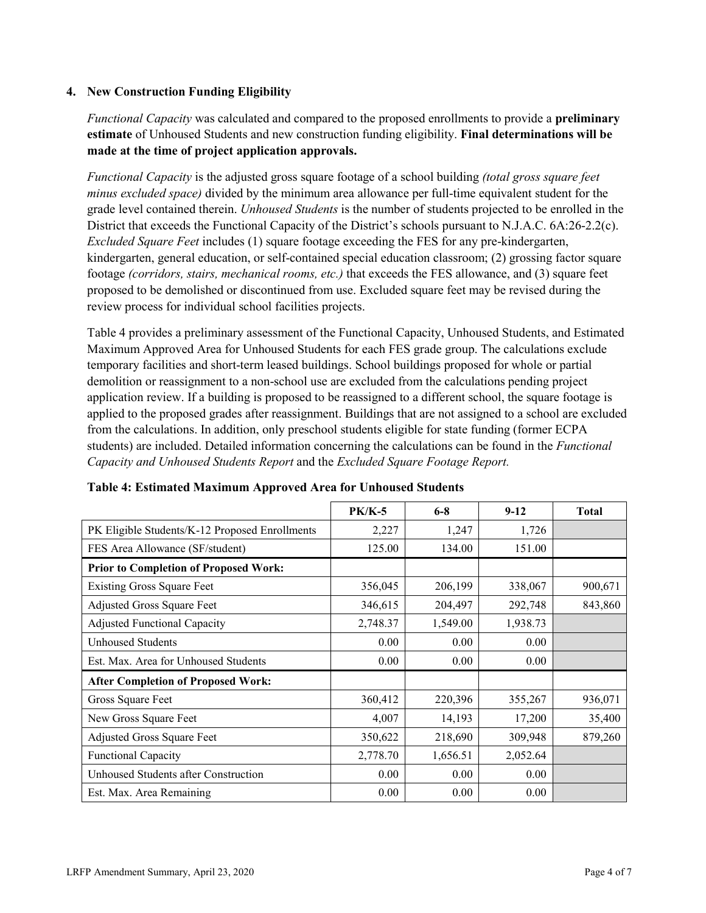### 4. New Construction Funding Eligibility

*Functional Capacity* was calculated and compared to the proposed enrollments to provide a **preliminary estimate** of Unhoused Students and new construction funding eligibility. **Final determinations will be made at the time of project application approvals.**

*Functional Capacity* is the adjusted gross square footage of a school building *(total gross square feet minus excluded space)* divided by the minimum area allowance per full-time equivalent student for the grade level contained therein. *Unhoused Students* is the number of students projected to be enrolled in the District that exceeds the Functional Capacity of the District's schools pursuant to N.J.A.C. 6A:26-2.2(c). *Excluded Square Feet* includes (1) square footage exceeding the FES for any pre-kindergarten, kindergarten, general education, or self-contained special education classroom; (2) grossing factor square footage *(corridors, stairs, mechanical rooms, etc.)* that exceeds the FES allowance, and (3) square feet proposed to be demolished or discontinued from use. Excluded square feet may be revised during the review process for individual school facilities projects.

Table 4 provides a preliminary assessment of the Functional Capacity, Unhoused Students, and Estimated Maximum Approved Area for Unhoused Students for each FES grade group. The calculations exclude temporary facilities and short-term leased buildings. School buildings proposed for whole or partial demolition or reassignment to a non-school use are excluded from the calculations pending project application review. If a building is proposed to be reassigned to a different school, the square footage is applied to the proposed grades after reassignment. Buildings that are not assigned to a school are excluded from the calculations. In addition, only preschool students eligible for state funding (former ECPA students) are included. Detailed information concerning the calculations can be found in the *Functional Capacity and Unhoused Students Report* and the *Excluded Square Footage Report.*

**Table 4: Estimated Maximum Approved Area for Unhoused Students**

| | PK/K-5 | 6-8 | 9-12 | Total |
|---|---|---|---|---|
| PK Eligible Students/K-12 Proposed Enrollments | 2,227 | 1,247 | 1,726 | |
| FES Area Allowance (SF/student) | 125.00 | 134.00 | 151.00 | |
| **Prior to Completion of Proposed Work:** | | | | |
| Existing Gross Square Feet | 356,045 | 206,199 | 338,067 | 900,671 |
| Adjusted Gross Square Feet | 346,615 | 204,497 | 292,748 | 843,860 |
| Adjusted Functional Capacity | 2,748.37 | 1,549.00 | 1,938.73 | |
| Unhoused Students | 0.00 | 0.00 | 0.00 | |
| Est. Max. Area for Unhoused Students | 0.00 | 0.00 | 0.00 | |
| **After Completion of Proposed Work:** | | | | |
| Gross Square Feet | 360,412 | 220,396 | 355,267 | 936,071 |
| New Gross Square Feet | 4,007 | 14,193 | 17,200 | 35,400 |
| Adjusted Gross Square Feet | 350,622 | 218,690 | 309,948 | 879,260 |
| Functional Capacity | 2,778.70 | 1,656.51 | 2,052.64 | |
| Unhoused Students after Construction | 0.00 | 0.00 | 0.00 | |
| Est. Max. Area Remaining | 0.00 | 0.00 | 0.00 | |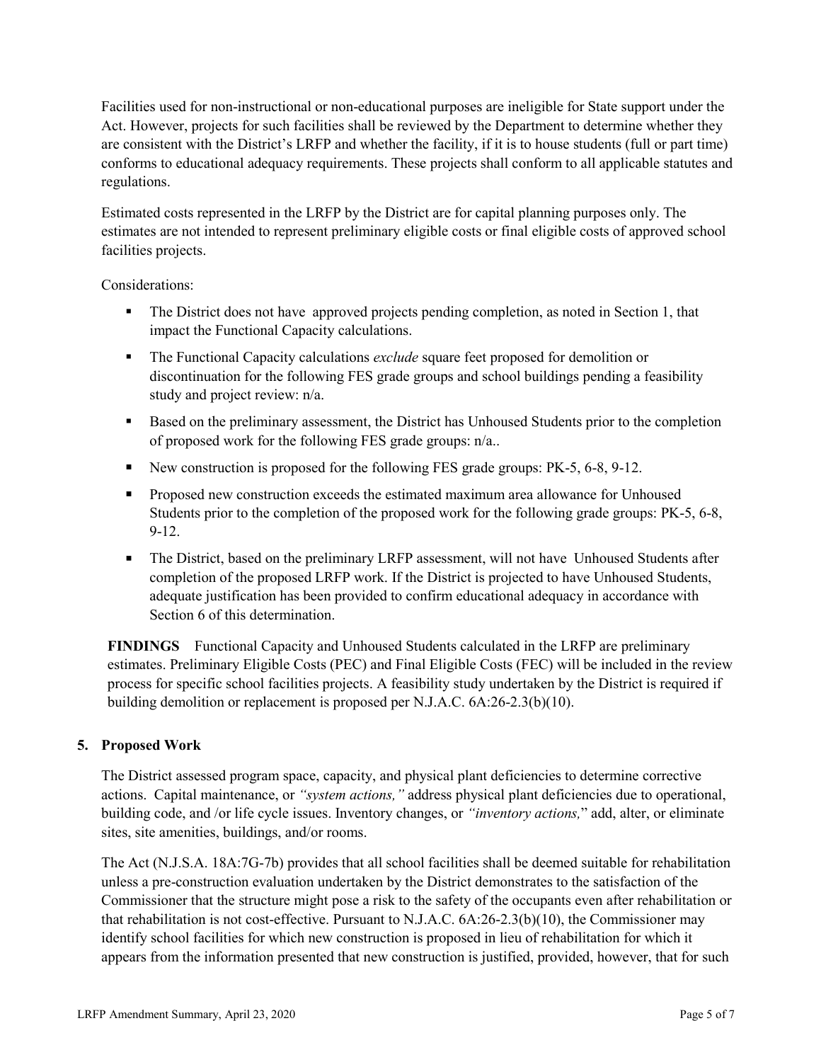Facilities used for non-instructional or non-educational purposes are ineligible for State support under the Act. However, projects for such facilities shall be reviewed by the Department to determine whether they are consistent with the District's LRFP and whether the facility, if it is to house students (full or part time) conforms to educational adequacy requirements. These projects shall conform to all applicable statutes and regulations.

Estimated costs represented in the LRFP by the District are for capital planning purposes only. The estimates are not intended to represent preliminary eligible costs or final eligible costs of approved school facilities projects.

Considerations:

- The District does not have approved projects pending completion, as noted in Section 1, that impact the Functional Capacity calculations.
- The Functional Capacity calculations *exclude* square feet proposed for demolition or discontinuation for the following FES grade groups and school buildings pending a feasibility study and project review: n/a.
- Based on the preliminary assessment, the District has Unhoused Students prior to the completion of proposed work for the following FES grade groups: n/a..
- New construction is proposed for the following FES grade groups: PK-5, 6-8, 9-12.
- Proposed new construction exceeds the estimated maximum area allowance for Unhoused Students prior to the completion of the proposed work for the following grade groups: PK-5, 6-8, 9-12.
- The District, based on the preliminary LRFP assessment, will not have Unhoused Students after completion of the proposed LRFP work. If the District is projected to have Unhoused Students, adequate justification has been provided to confirm educational adequacy in accordance with Section 6 of this determination.

**FINDINGS** Functional Capacity and Unhoused Students calculated in the LRFP are preliminary estimates. Preliminary Eligible Costs (PEC) and Final Eligible Costs (FEC) will be included in the review process for specific school facilities projects. A feasibility study undertaken by the District is required if building demolition or replacement is proposed per N.J.A.C. 6A:26-2.3(b)(10).

## 5. Proposed Work

The District assessed program space, capacity, and physical plant deficiencies to determine corrective actions. Capital maintenance, or *"system actions,"* address physical plant deficiencies due to operational, building code, and /or life cycle issues. Inventory changes, or *"inventory actions,"* add, alter, or eliminate sites, site amenities, buildings, and/or rooms.

The Act (N.J.S.A. 18A:7G-7b) provides that all school facilities shall be deemed suitable for rehabilitation unless a pre-construction evaluation undertaken by the District demonstrates to the satisfaction of the Commissioner that the structure might pose a risk to the safety of the occupants even after rehabilitation or that rehabilitation is not cost-effective. Pursuant to N.J.A.C. 6A:26-2.3(b)(10), the Commissioner may identify school facilities for which new construction is proposed in lieu of rehabilitation for which it appears from the information presented that new construction is justified, provided, however, that for such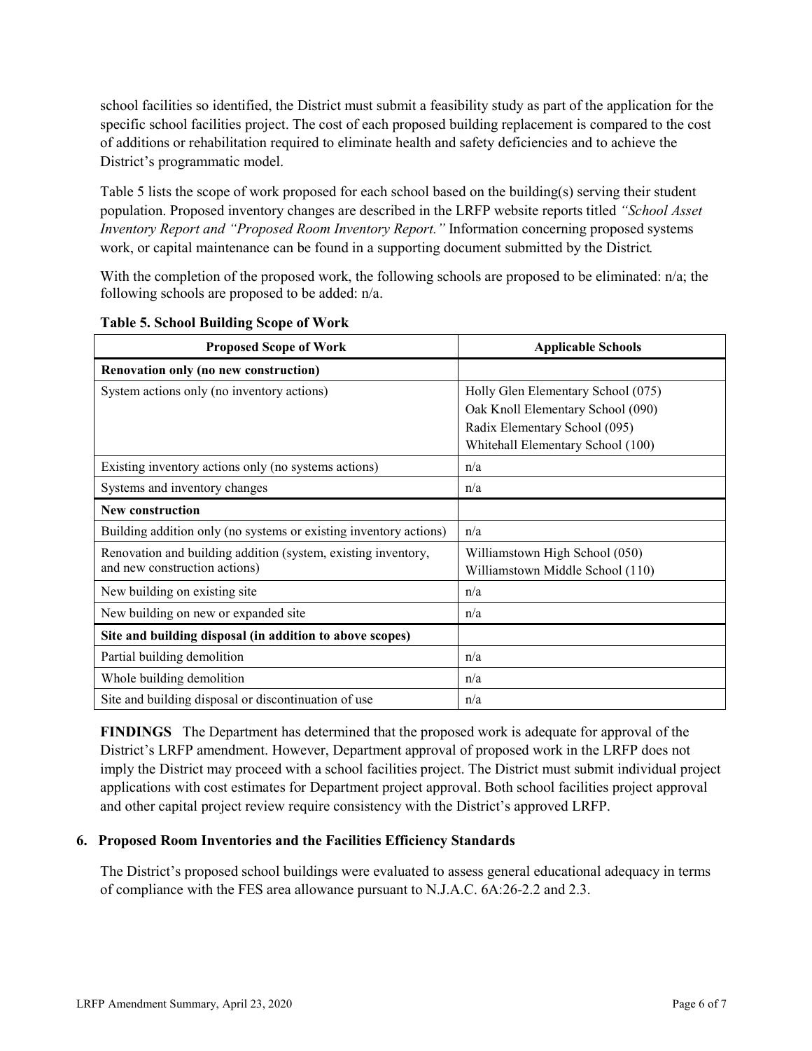school facilities so identified, the District must submit a feasibility study as part of the application for the specific school facilities project. The cost of each proposed building replacement is compared to the cost of additions or rehabilitation required to eliminate health and safety deficiencies and to achieve the District's programmatic model.

Table 5 lists the scope of work proposed for each school based on the building(s) serving their student population. Proposed inventory changes are described in the LRFP website reports titled *"School Asset Inventory Report and "Proposed Room Inventory Report."* Information concerning proposed systems work, or capital maintenance can be found in a supporting document submitted by the District.

With the completion of the proposed work, the following schools are proposed to be eliminated: n/a; the following schools are proposed to be added: n/a.

**Table 5. School Building Scope of Work**

| Proposed Scope of Work | Applicable Schools |
|---|---|
| **Renovation only (no new construction)** | |
| System actions only (no inventory actions) | Holly Glen Elementary School (075)<br>Oak Knoll Elementary School (090)<br>Radix Elementary School (095)<br>Whitehall Elementary School (100) |
| Existing inventory actions only (no systems actions) | n/a |
| Systems and inventory changes | n/a |
| **New construction** | |
| Building addition only (no systems or existing inventory actions) | n/a |
| Renovation and building addition (system, existing inventory, and new construction actions) | Williamstown High School (050)<br>Williamstown Middle School (110) |
| New building on existing site | n/a |
| New building on new or expanded site | n/a |
| **Site and building disposal (in addition to above scopes)** | |
| Partial building demolition | n/a |
| Whole building demolition | n/a |
| Site and building disposal or discontinuation of use | n/a |

**FINDINGS** The Department has determined that the proposed work is adequate for approval of the District's LRFP amendment. However, Department approval of proposed work in the LRFP does not imply the District may proceed with a school facilities project. The District must submit individual project applications with cost estimates for Department project approval. Both school facilities project approval and other capital project review require consistency with the District's approved LRFP.

### 6. Proposed Room Inventories and the Facilities Efficiency Standards

The District's proposed school buildings were evaluated to assess general educational adequacy in terms of compliance with the FES area allowance pursuant to N.J.A.C. 6A:26-2.2 and 2.3.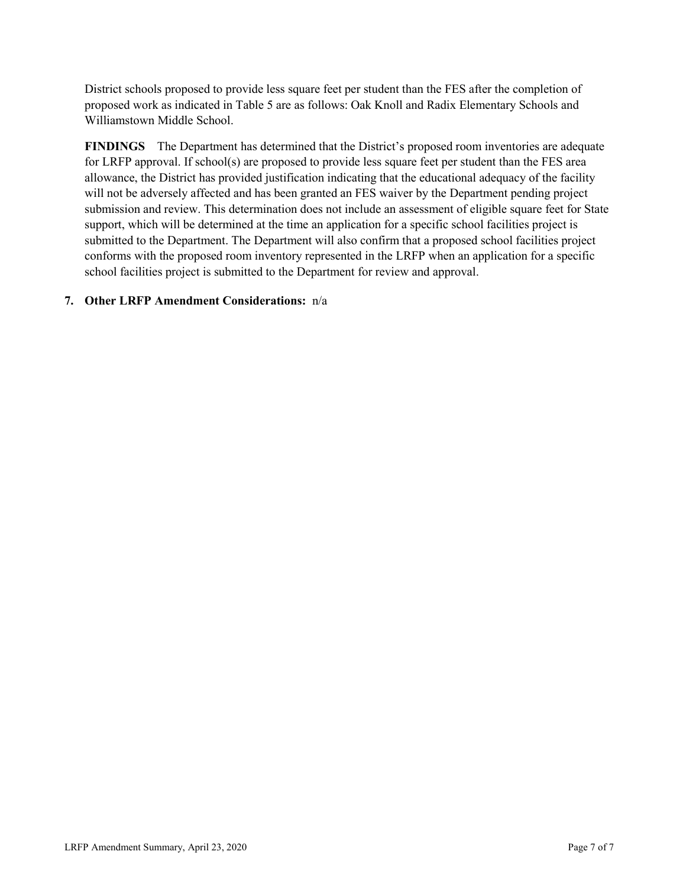District schools proposed to provide less square feet per student than the FES after the completion of proposed work as indicated in Table 5 are as follows: Oak Knoll and Radix Elementary Schools and Williamstown Middle School.

**FINDINGS** The Department has determined that the District's proposed room inventories are adequate for LRFP approval. If school(s) are proposed to provide less square feet per student than the FES area allowance, the District has provided justification indicating that the educational adequacy of the facility will not be adversely affected and has been granted an FES waiver by the Department pending project submission and review. This determination does not include an assessment of eligible square feet for State support, which will be determined at the time an application for a specific school facilities project is submitted to the Department. The Department will also confirm that a proposed school facilities project conforms with the proposed room inventory represented in the LRFP when an application for a specific school facilities project is submitted to the Department for review and approval.

**7. Other LRFP Amendment Considerations:** n/a